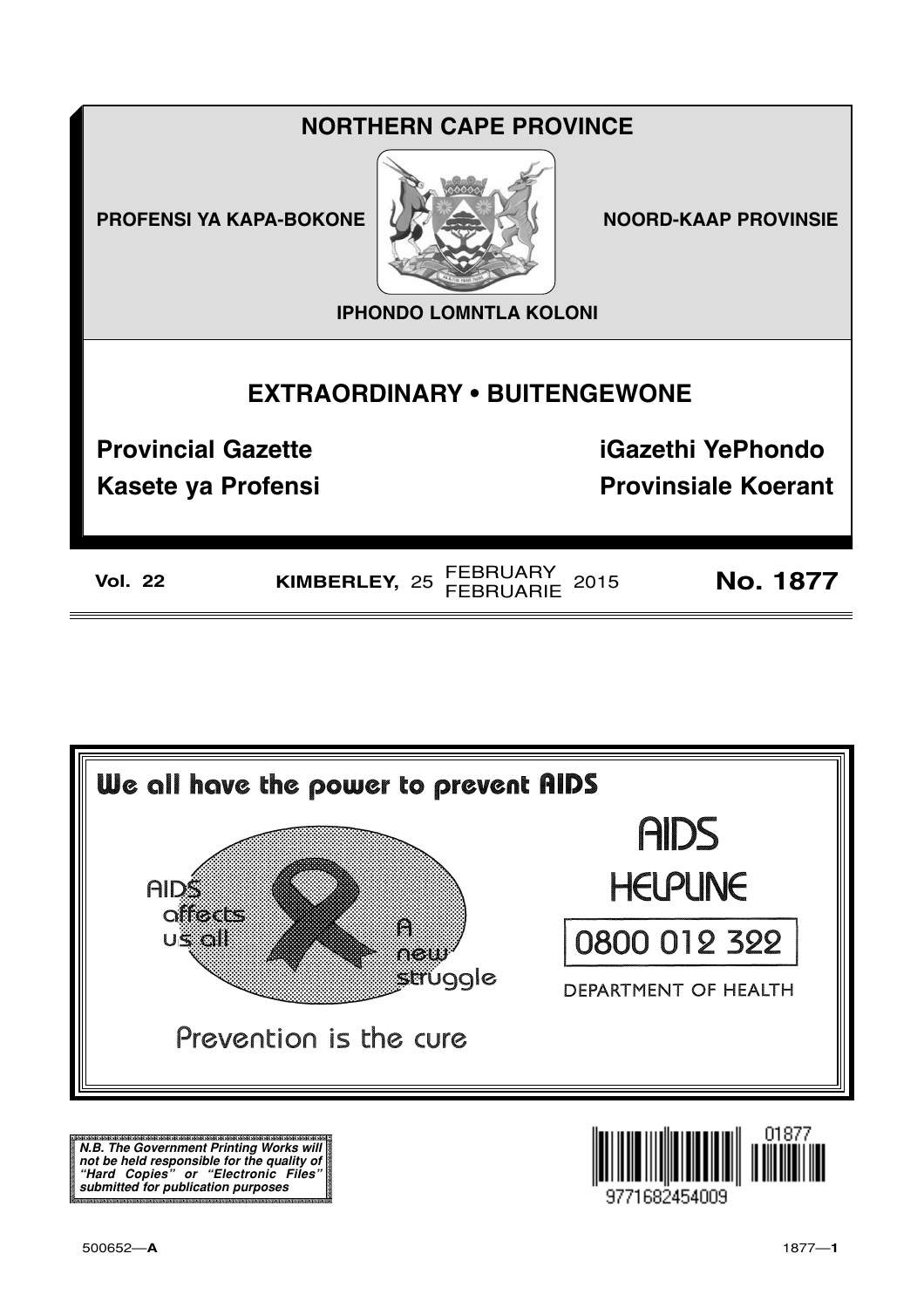# NORTHERN CAPE PROVINCE

**PROFENSI YA KAPA-BOKONE** | **NOORD-KAAP PROVINSIE**

**IPHONDO LOMNTLA KOLONI**

## EXTRAORDINARY • BUITENGEWONE

**Provincial Gazette** | **iGazethi YePhondo**

**Kasete ya Profensi** | **Provinsiale Koerant**

**Vol. 22** | **KIMBERLEY,** 25 FEBRUARY / FEBRUARIE 2015 | **No. 1877**

---

**We all have the power to prevent AIDS**

AIDS affects us all

A new struggle

Prevention is the cure

AIDS HELPLINE

0800 012 322

DEPARTMENT OF HEALTH

---

***N.B. The Government Printing Works will not be held responsible for the quality of "Hard Copies" or "Electronic Files" submitted for publication purposes***

01877

9771682454009

500652—**A**

1877—**1**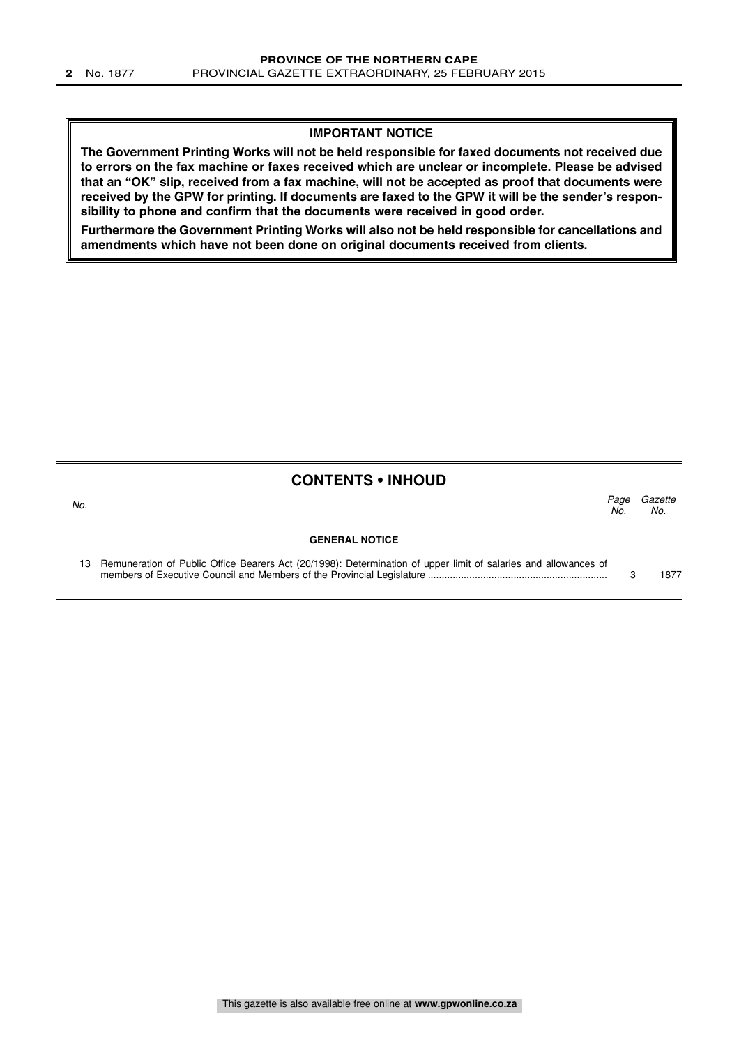**IMPORTANT NOTICE**

**The Government Printing Works will not be held responsible for faxed documents not received due to errors on the fax machine or faxes received which are unclear or incomplete. Please be advised that an "OK" slip, received from a fax machine, will not be accepted as proof that documents were received by the GPW for printing. If documents are faxed to the GPW it will be the sender's responsibility to phone and confirm that the documents were received in good order.**

**Furthermore the Government Printing Works will also not be held responsible for cancellations and amendments which have not been done on original documents received from clients.**

## CONTENTS • INHOUD

| *No.* | | *Page No.* | *Gazette No.* |
|---|---|---|---|
| | **GENERAL NOTICE** | | |
| 13 | Remuneration of Public Office Bearers Act (20/1998): Determination of upper limit of salaries and allowances of members of Executive Council and Members of the Provincial Legislature | 3 | 1877 |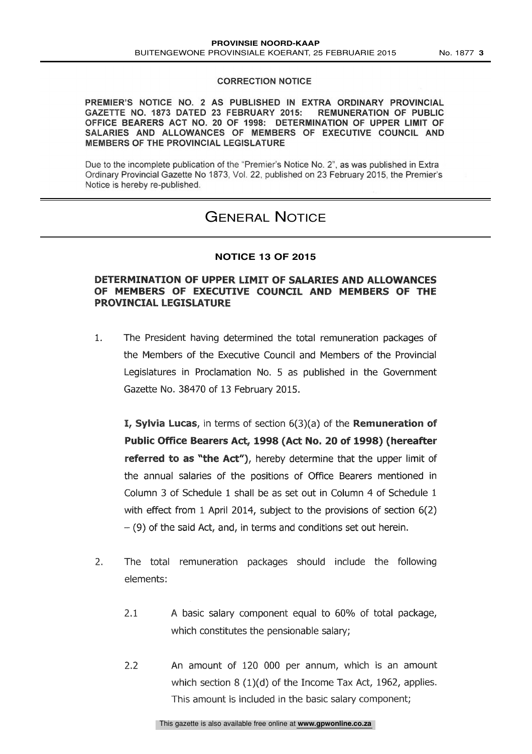## CORRECTION NOTICE

**PREMIER'S NOTICE NO. 2 AS PUBLISHED IN EXTRA ORDINARY PROVINCIAL GAZETTE NO. 1873 DATED 23 FEBRUARY 2015: REMUNERATION OF PUBLIC OFFICE BEARERS ACT NO. 20 OF 1998: DETERMINATION OF UPPER LIMIT OF SALARIES AND ALLOWANCES OF MEMBERS OF EXECUTIVE COUNCIL AND MEMBERS OF THE PROVINCIAL LEGISLATURE**

Due to the incomplete publication of the "Premier's Notice No. 2", as was published in Extra Ordinary Provincial Gazette No 1873, Vol. 22, published on 23 February 2015, the Premier's Notice is hereby re-published.

# GENERAL NOTICE

## NOTICE 13 OF 2015

## DETERMINATION OF UPPER LIMIT OF SALARIES AND ALLOWANCES OF MEMBERS OF EXECUTIVE COUNCIL AND MEMBERS OF THE PROVINCIAL LEGISLATURE

1. The President having determined the total remuneration packages of the Members of the Executive Council and Members of the Provincial Legislatures in Proclamation No. 5 as published in the Government Gazette No. 38470 of 13 February 2015.

   **I, Sylvia Lucas**, in terms of section 6(3)(a) of the **Remuneration of Public Office Bearers Act, 1998 (Act No. 20 of 1998) (hereafter referred to as "the Act")**, hereby determine that the upper limit of the annual salaries of the positions of Office Bearers mentioned in Column 3 of Schedule 1 shall be as set out in Column 4 of Schedule 1 with effect from 1 April 2014, subject to the provisions of section 6(2) – (9) of the said Act, and, in terms and conditions set out herein.

2. The total remuneration packages should include the following elements:

   2.1 A basic salary component equal to 60% of total package, which constitutes the pensionable salary;

   2.2 An amount of 120 000 per annum, which is an amount which section 8 (1)(d) of the Income Tax Act, 1962, applies. This amount is included in the basic salary component;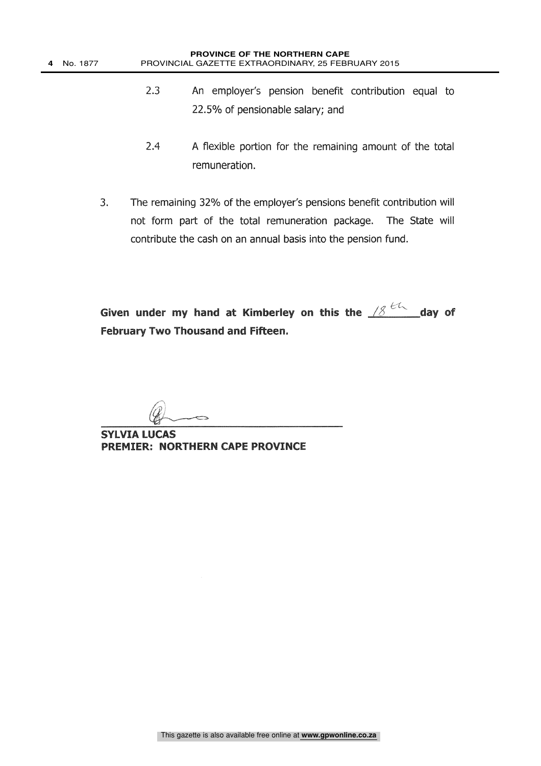2.3 An employer's pension benefit contribution equal to 22.5% of pensionable salary; and

2.4 A flexible portion for the remaining amount of the total remuneration.

3. The remaining 32% of the employer's pensions benefit contribution will not form part of the total remuneration package. The State will contribute the cash on an annual basis into the pension fund.

**Given under my hand at Kimberley on this the 18th day of February Two Thousand and Fifteen.**

**SYLVIA LUCAS**
**PREMIER: NORTHERN CAPE PROVINCE**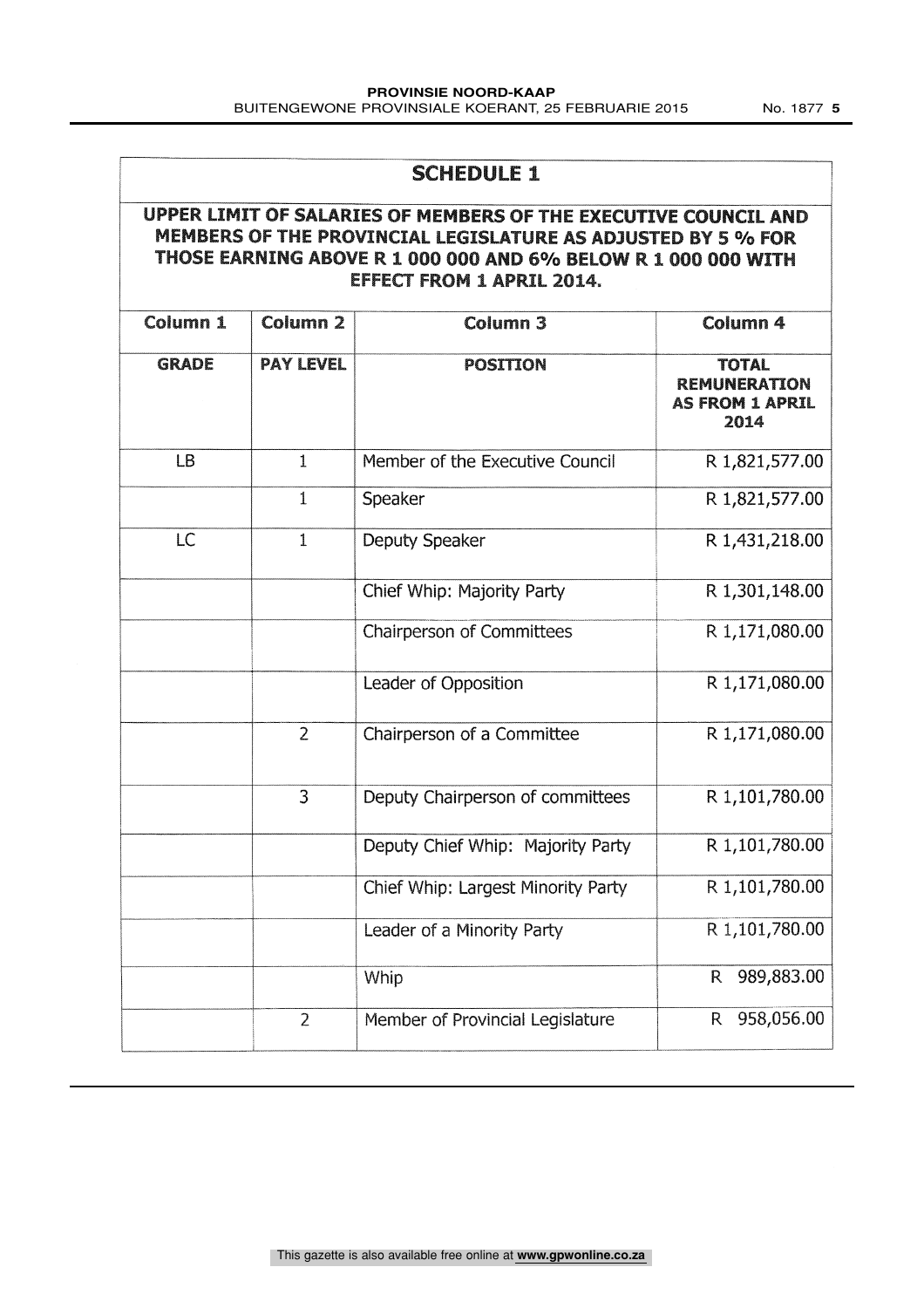## SCHEDULE 1

**UPPER LIMIT OF SALARIES OF MEMBERS OF THE EXECUTIVE COUNCIL AND MEMBERS OF THE PROVINCIAL LEGISLATURE AS ADJUSTED BY 5 % FOR THOSE EARNING ABOVE R 1 000 000 AND 6% BELOW R 1 000 000 WITH EFFECT FROM 1 APRIL 2014.**

| Column 1 | Column 2 | Column 3 | Column 4 |
|---|---|---|---|
| **GRADE** | **PAY LEVEL** | **POSITION** | **TOTAL REMUNERATION AS FROM 1 APRIL 2014** |
| LB | 1 | Member of the Executive Council | R 1,821,577.00 |
| | 1 | Speaker | R 1,821,577.00 |
| LC | 1 | Deputy Speaker | R 1,431,218.00 |
| | | Chief Whip: Majority Party | R 1,301,148.00 |
| | | Chairperson of Committees | R 1,171,080.00 |
| | | Leader of Opposition | R 1,171,080.00 |
| | 2 | Chairperson of a Committee | R 1,171,080.00 |
| | 3 | Deputy Chairperson of committees | R 1,101,780.00 |
| | | Deputy Chief Whip: Majority Party | R 1,101,780.00 |
| | | Chief Whip: Largest Minority Party | R 1,101,780.00 |
| | | Leader of a Minority Party | R 1,101,780.00 |
| | | Whip | R 989,883.00 |
| | 2 | Member of Provincial Legislature | R 958,056.00 |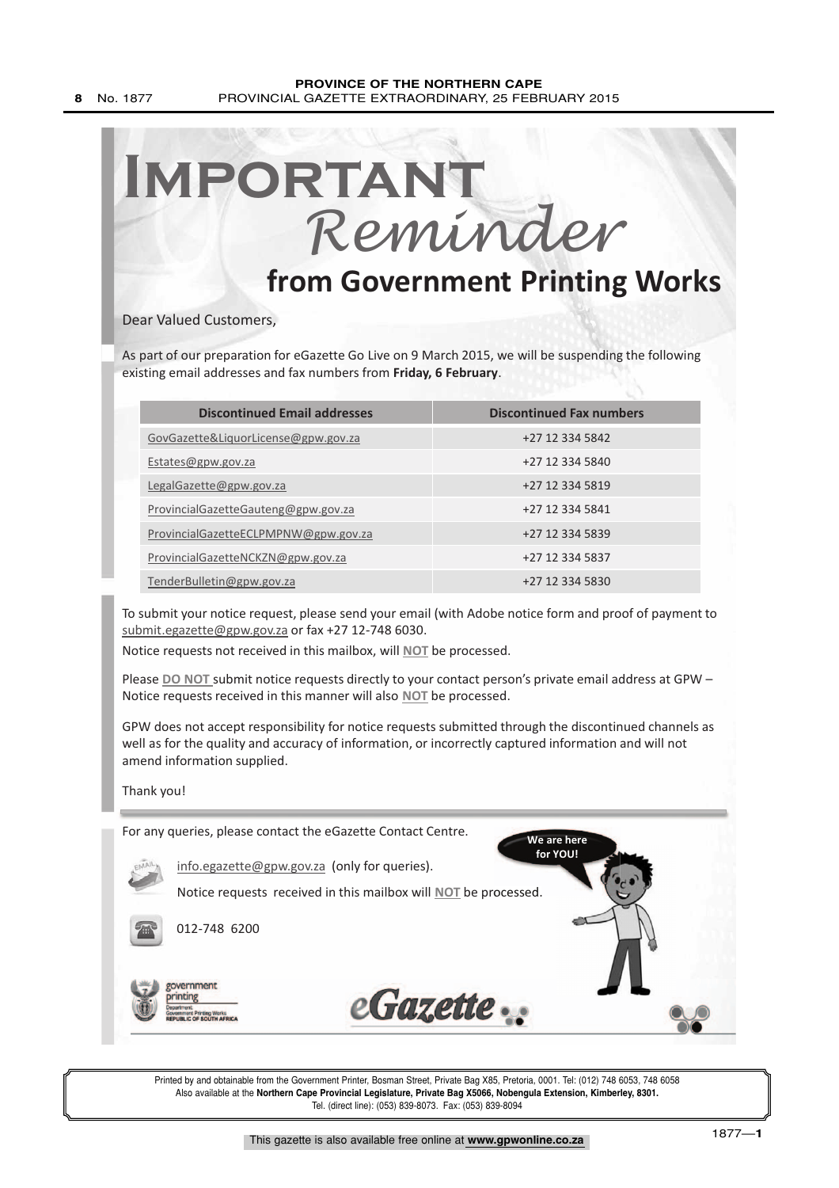# IMPORTANT *Reminder*

## from Government Printing Works

Dear Valued Customers,

As part of our preparation for eGazette Go Live on 9 March 2015, we will be suspending the following existing email addresses and fax numbers from **Friday, 6 February**.

| Discontinued Email addresses | Discontinued Fax numbers |
|---|---|
| GovGazette&LiquorLicense@gpw.gov.za | +27 12 334 5842 |
| Estates@gpw.gov.za | +27 12 334 5840 |
| LegalGazette@gpw.gov.za | +27 12 334 5819 |
| ProvincialGazetteGauteng@gpw.gov.za | +27 12 334 5841 |
| ProvincialGazetteECLPMPNW@gpw.gov.za | +27 12 334 5839 |
| ProvincialGazetteNCKZN@gpw.gov.za | +27 12 334 5837 |
| TenderBulletin@gpw.gov.za | +27 12 334 5830 |

To submit your notice request, please send your email (with Adobe notice form and proof of payment to submit.egazette@gpw.gov.za or fax +27 12-748 6030.

Notice requests not received in this mailbox, will **NOT** be processed.

Please **DO NOT** submit notice requests directly to your contact person's private email address at GPW – Notice requests received in this manner will also **NOT** be processed.

GPW does not accept responsibility for notice requests submitted through the discontinued channels as well as for the quality and accuracy of information, or incorrectly captured information and will not amend information supplied.

Thank you!

For any queries, please contact the eGazette Contact Centre.

info.egazette@gpw.gov.za (only for queries).

Notice requests received in this mailbox will **NOT** be processed.

012-748 6200

We are here for YOU!

government printing
Department: Government Printing Works
REPUBLIC OF SOUTH AFRICA

eGazette

Printed by and obtainable from the Government Printer, Bosman Street, Private Bag X85, Pretoria, 0001. Tel: (012) 748 6053, 748 6058
Also available at the **Northern Cape Provincial Legislature, Private Bag X5066, Nobengula Extension, Kimberley, 8301.**
Tel. (direct line): (053) 839-8073. Fax: (053) 839-8094

This gazette is also available free online at **www.gpwonline.co.za**